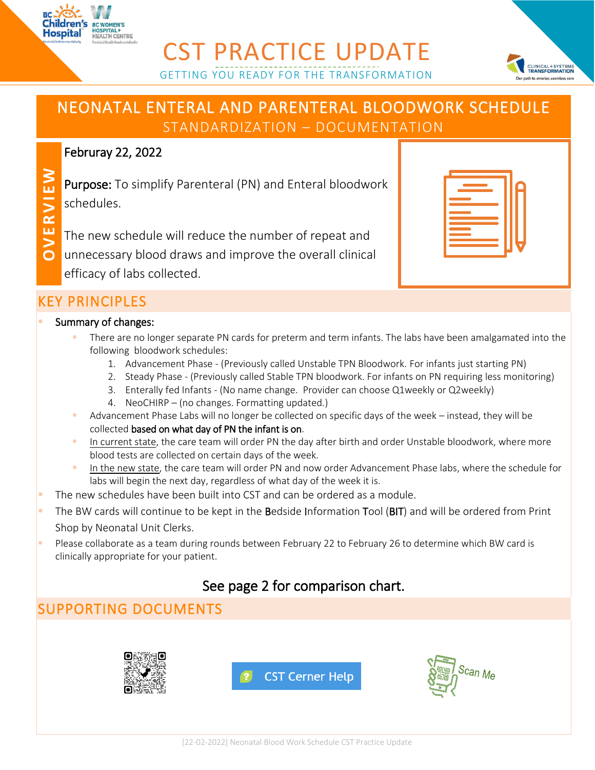# CST PRACTICE UPDATE

GETTING YOU READY FOR THE TRANSFORMATION

## NEONATAL ENTERAL AND PARENTERAL BLOODWORK SCHEDULE

STANDARDIZATION – DOCUMENTATION

**OVERVIEW**

Februray 22, 2022

**Purpose:** To simplify Parenteral (PN) and Enteral bloodwork schedules.

The new schedule will reduce the number of repeat and unnecessary blood draws and improve the overall clinical efficacy of labs collected.

## KEY PRINCIPLES

- Summary of changes:
  - There are no longer separate PN cards for preterm and term infants. The labs have been amalgamated into the following bloodwork schedules:
    1. Advancement Phase - (Previously called Unstable TPN Bloodwork. For infants just starting PN)
    2. Steady Phase - (Previously called Stable TPN bloodwork. For infants on PN requiring less monitoring)
    3. Enterally fed Infants - (No name change. Provider can choose Q1weekly or Q2weekly)
    4. NeoCHIRP – (no changes. Formatting updated.)
  - Advancement Phase Labs will no longer be collected on specific days of the week – instead, they will be collected **based on what day of PN the infant is on**.
  - In current state, the care team will order PN the day after birth and order Unstable bloodwork, where more blood tests are collected on certain days of the week.
  - In the new state, the care team will order PN and now order Advancement Phase labs, where the schedule for labs will begin the next day, regardless of what day of the week it is.
- The new schedules have been built into CST and can be ordered as a module.
- The BW cards will continue to be kept in the **B**edside **I**nformation **T**ool (**BIT**) and will be ordered from Print Shop by Neonatal Unit Clerks.
- Please collaborate as a team during rounds between February 22 to February 26 to determine which BW card is clinically appropriate for your patient.

**See page 2 for comparison chart.**

## SUPPORTING DOCUMENTS

CST Cerner Help

Scan Me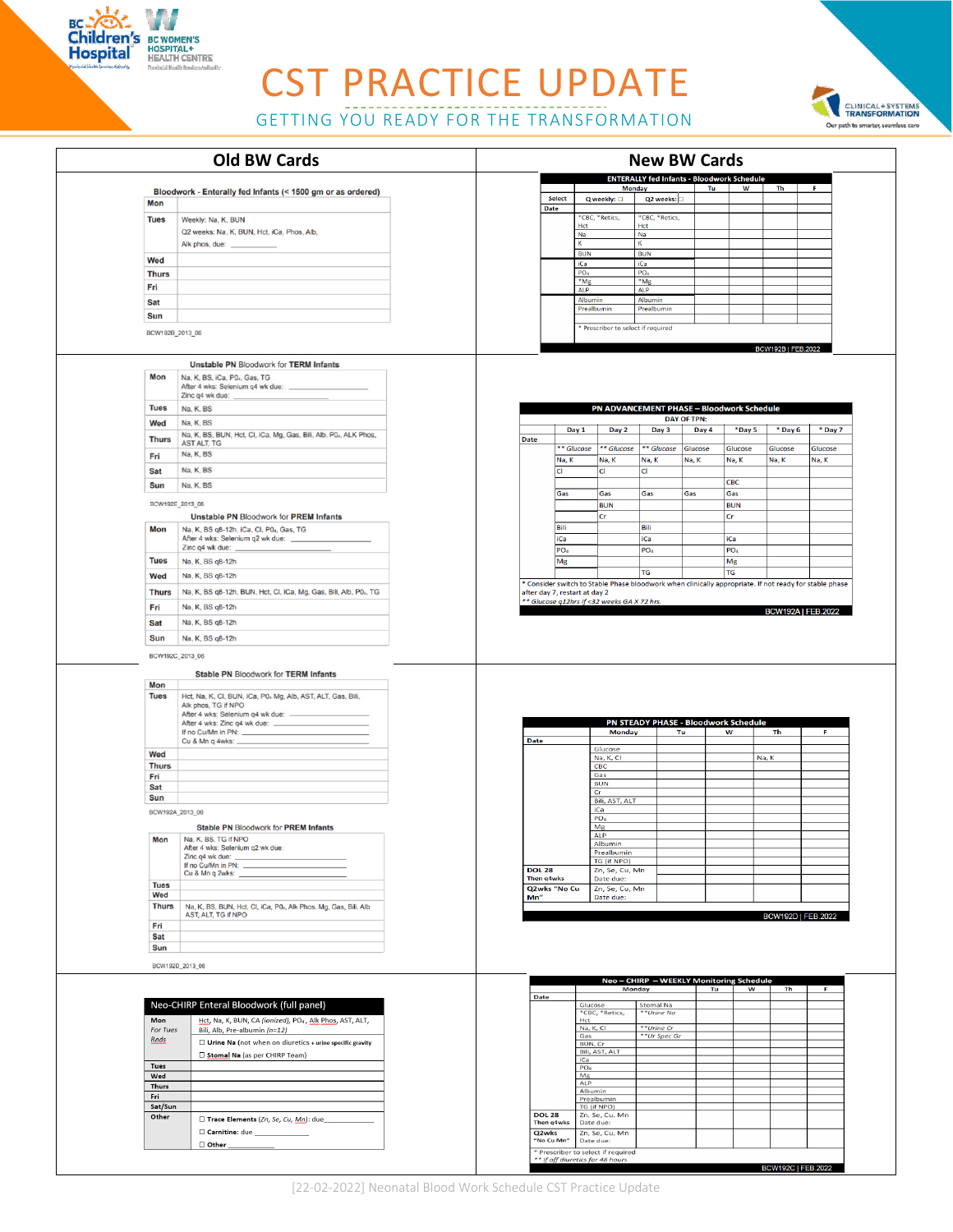# CST PRACTICE UPDATE

GETTING YOU READY FOR THE TRANSFORMATION

## Old BW Cards / New BW Cards

### Old BW Cards

**Bloodwork - Enterally fed Infants (< 1500 gm or as ordered)**

| | |
|---|---|
| Mon | |
| Tues | Weekly: Na, K, BUN<br>Q2 weeks: Na, K, BUN, Hct, iCa, Phos, Alb,<br>Alk phos, due: ___________ |
| Wed | |
| Thurs | |
| Fri | |
| Sat | |
| Sun | |

BCW192B_2013_06

### New BW Cards

**ENTERALLY fed Infants - Bloodwork Schedule**

| Select | Monday: Q weekly: ☐ | Monday: Q2 weeks: ☐ | Tu | W | Th | F |
|---|---|---|---|---|---|---|
| Date | | | | | | |
| | *CBC, *Retics, Hct | *CBC, *Retics, Hct | | | | |
| | Na | Na | | | | |
| | K | K | | | | |
| | BUN | BUN | | | | |
| | iCa | iCa | | | | |
| | PO₄ | PO₄ | | | | |
| | *Mg | *Mg | | | | |
| | ALP | ALP | | | | |
| | Albumin | Albumin | | | | |
| | Prealbumin | Prealbumin | | | | |

\* Prescriber to select if required

BCW192B | FEB.2022

---

### Old BW Cards

**Unstable PN Bloodwork for TERM Infants**

| | |
|---|---|
| Mon | Na, K, BS, iCa, PO₄, Gas, TG<br>After 4 wks: Selenium q4 wk due: ___________<br>Zinc q4 wk due: ___________ |
| Tues | Na, K, BS |
| Wed | Na, K, BS |
| Thurs | Na, K, BS, BUN, Hct, Cl, iCa, Mg, Gas, Bili, Alb, PO₄, ALK Phos, AST ALT, TG |
| Fri | Na, K, BS |
| Sat | Na, K, BS |
| Sun | Na, K, BS |

BCW192E_2013_06

**Unstable PN Bloodwork for PREM Infants**

| | |
|---|---|
| Mon | Na, K, BS q6-12h, iCa, Cl, PO₄, Gas, TG<br>After 4 wks: Selenium q2 wk due: ___________<br>Zinc q4 wk due: ___________ |
| Tues | Na, K, BS q6-12h |
| Wed | Na, K, BS q6-12h |
| Thurs | Na, K, BS q6-12h, BUN, Hct, Cl, iCa, Mg, Gas, Bili, Alb, PO₄, TG |
| Fri | Na, K, BS q6-12h |
| Sat | Na, K, BS q6-12h |
| Sun | Na, K, BS q6-12h |

BCW192C_2013_06

### New BW Cards

**PN ADVANCEMENT PHASE – Bloodwork Schedule**

| | DAY OF TPN: Day 1 | Day 2 | Day 3 | Day 4 | *Day 5 | * Day 6 | * Day 7 |
|---|---|---|---|---|---|---|---|
| Date | | | | | | | |
| | ** Glucose | ** Glucose | ** Glucose | Glucose | Glucose | Glucose | Glucose |
| | Na, K | Na, K | Na, K | Na, K | Na, K | Na, K | Na, K |
| | Cl | Cl | Cl | | | | |
| | | | | | CBC | | |
| | Gas | Gas | Gas | Gas | Gas | | |
| | | BUN | | | BUN | | |
| | | Cr | | | Cr | | |
| | Bili | | Bili | | | | |
| | iCa | | iCa | | iCa | | |
| | PO₄ | | PO₄ | | PO₄ | | |
| | Mg | | | | Mg | | |
| | | | TG | | TG | | |

\* Consider switch to Stable Phase bloodwork when clinically appropriate. If not ready for stable phase after day 7, restart at day 2

*\*\* Glucose q12hrs if <32 weeks GA X 72 hrs.*

BCW192A | FEB.2022

---

### Old BW Cards

**Stable PN Bloodwork for TERM Infants**

| | |
|---|---|
| Mon | |
| Tues | Hct, Na, K, Cl, BUN, iCa, PO₄ Mg, Alb, AST, ALT, Gas, Bili, Alk phos, TG if NPO<br>After 4 wks: Selenium q4 wk due: ___________<br>After 4 wks: Zinc q4 wk due: ___________<br>If no Cu/Mn in PN: ___________<br>Cu & Mn q 4wks: ___________ |
| Wed | |
| Thurs | |
| Fri | |
| Sat | |
| Sun | |

BCW192A_2013_06

**Stable PN Bloodwork for PREM Infants**

| | |
|---|---|
| Mon | Na, K, BS, TG if NPO<br>After 4 wks: Selenium q2 wk due: ___________<br>Zinc q4 wk due: ___________<br>If no Cu/Mn in PN: ___________<br>Cu & Mn q 2wks: ___________ |
| Tues | |
| Wed | |
| Thurs | Na, K, BS, BUN, Hct, Cl, iCa, PO₄, Alk Phos, Mg, Gas, Bili, Alb AST, ALT, TG if NPO |
| Fri | |
| Sat | |
| Sun | |

BCW192D_2013_06

### New BW Cards

**PN STEADY PHASE - Bloodwork Schedule**

| | Monday | Tu | W | Th | F |
|---|---|---|---|---|---|
| Date | | | | | |
| | Glucose | | | | |
| | Na, K, Cl | | | Na, K | |
| | CBC | | | | |
| | Gas | | | | |
| | BUN | | | | |
| | Cr | | | | |
| | Bili, AST, ALT | | | | |
| | iCa | | | | |
| | PO₄ | | | | |
| | Mg | | | | |
| | ALP | | | | |
| | Albumin | | | | |
| | Prealbumin | | | | |
| | TG (if NPO) | | | | |
| DOL 28 Then q4wks | Zn, Se, Cu, Mn<br>Date due: | | | | |
| Q2wks "No Cu Mn" | Zn, Se, Cu, Mn<br>Date due: | | | | |

BCW192D | FEB.2022

---

### Old BW Cards

**Neo-CHIRP Enteral Bloodwork (full panel)**

| | |
|---|---|
| Mon<br>*For Tues Rnds* | Hct, Na, K, BUN, CA *(ionized)*, PO₄, Alk Phos, AST, ALT, Bili, Alb, Pre-albumin *(n=12)*<br>☐ **Urine Na** (not when on diuretics + urine specific gravity<br>☐ **Stomal Na** (as per CHIRP Team) |
| Tues | |
| Wed | |
| Thurs | |
| Fri | |
| Sat/Sun | |
| Other | ☐ **Trace Elements** *(Zn, Se, Cu, Mn)*: due___________<br>☐ **Carnitine**: due ___________<br>☐ **Other** ___________ |

### New BW Cards

**Neo – CHIRP – WEEKLY Monitoring Schedule**

| | Monday | | Tu | W | Th | F |
|---|---|---|---|---|---|---|
| Date | | | | | | |
| | Glucose | Stomal Na | | | | |
| | *CBC, *Retics, Hct | **Urine Na | | | | |
| | Na, K, Cl | **Urine Cr | | | | |
| | Gas | **Ur Spec Gr | | | | |
| | BUN, Cr | | | | | |
| | Bili, AST, ALT | | | | | |
| | iCa | | | | | |
| | PO₄ | | | | | |
| | Mg | | | | | |
| | ALP | | | | | |
| | Albumin | | | | | |
| | Prealbumin | | | | | |
| | TG (if NPO) | | | | | |
| DOL 28 Then q4wks | Zn, Se, Cu, Mn<br>Date due: | | | | | |
| Q2wks "No Cu Mn" | Zn, Se, Cu, Mn<br>Date due: | | | | | |

\* Prescriber to select if required

\*\* If off diuretics for 48 hours

BCW192C | FEB.2022

[22-02-2022] Neonatal Blood Work Schedule CST Practice Update